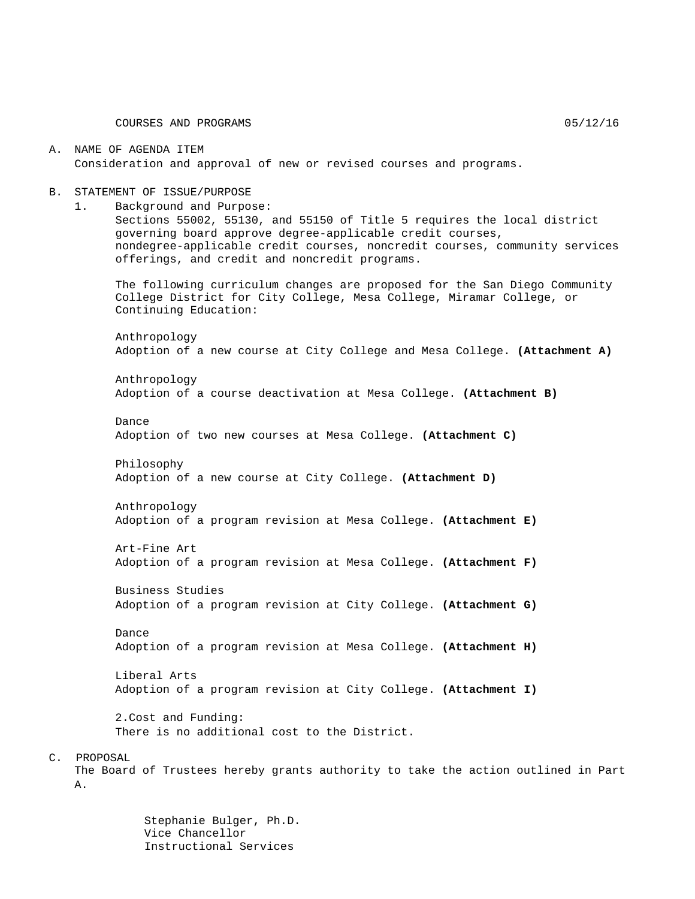COURSES AND PROGRAMS 05/12/16

A. NAME OF AGENDA ITEM

Consideration and approval of new or revised courses and programs.

B. STATEMENT OF ISSUE/PURPOSE

1. Background and Purpose:

Sections 55002, 55130, and 55150 of Title 5 requires the local district governing board approve degree-applicable credit courses, nondegree-applicable credit courses, noncredit courses, community services offerings, and credit and noncredit programs.

The following curriculum changes are proposed for the San Diego Community College District for City College, Mesa College, Miramar College, or Continuing Education:

Anthropology
Adoption of a new course at City College and Mesa College. **(Attachment A)**

Anthropology
Adoption of a course deactivation at Mesa College. **(Attachment B)**

Dance
Adoption of two new courses at Mesa College. **(Attachment C)**

Philosophy
Adoption of a new course at City College. **(Attachment D)**

Anthropology
Adoption of a program revision at Mesa College. **(Attachment E)**

Art-Fine Art
Adoption of a program revision at Mesa College. **(Attachment F)**

Business Studies
Adoption of a program revision at City College. **(Attachment G)**

Dance
Adoption of a program revision at Mesa College. **(Attachment H)**

Liberal Arts
Adoption of a program revision at City College. **(Attachment I)**

2. Cost and Funding:

There is no additional cost to the District.

C. PROPOSAL

The Board of Trustees hereby grants authority to take the action outlined in Part A.

Stephanie Bulger, Ph.D.
Vice Chancellor
Instructional Services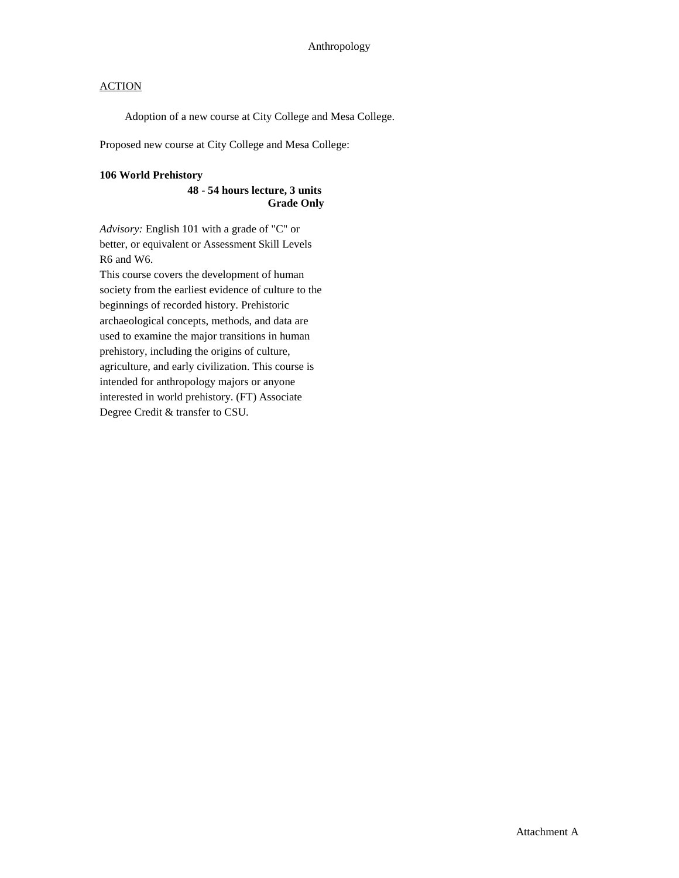Anthropology

ACTION

Adoption of a new course at City College and Mesa College.

Proposed new course at City College and Mesa College:

**106 World Prehistory**

**48 - 54 hours lecture, 3 units**
**Grade Only**

*Advisory:* English 101 with a grade of "C" or better, or equivalent or Assessment Skill Levels R6 and W6.

This course covers the development of human society from the earliest evidence of culture to the beginnings of recorded history. Prehistoric archaeological concepts, methods, and data are used to examine the major transitions in human prehistory, including the origins of culture, agriculture, and early civilization. This course is intended for anthropology majors or anyone interested in world prehistory. (FT) Associate Degree Credit & transfer to CSU.

Attachment A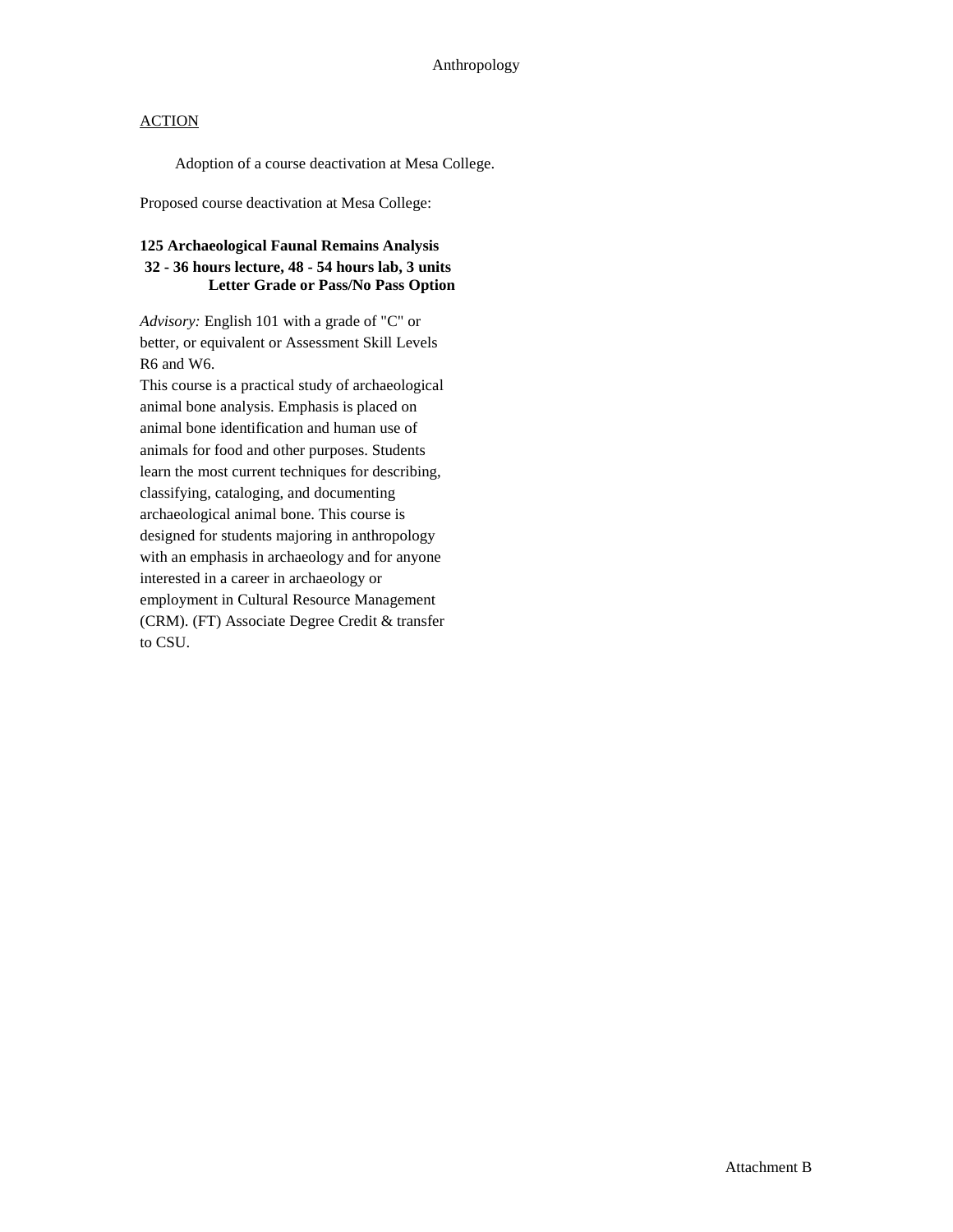Anthropology

ACTION

Adoption of a course deactivation at Mesa College.

Proposed course deactivation at Mesa College:

**125 Archaeological Faunal Remains Analysis**
**32 - 36 hours lecture, 48 - 54 hours lab, 3 units**
**Letter Grade or Pass/No Pass Option**

*Advisory:* English 101 with a grade of "C" or better, or equivalent or Assessment Skill Levels R6 and W6.
This course is a practical study of archaeological animal bone analysis. Emphasis is placed on animal bone identification and human use of animals for food and other purposes. Students learn the most current techniques for describing, classifying, cataloging, and documenting archaeological animal bone. This course is designed for students majoring in anthropology with an emphasis in archaeology and for anyone interested in a career in archaeology or employment in Cultural Resource Management (CRM). (FT) Associate Degree Credit & transfer to CSU.

Attachment B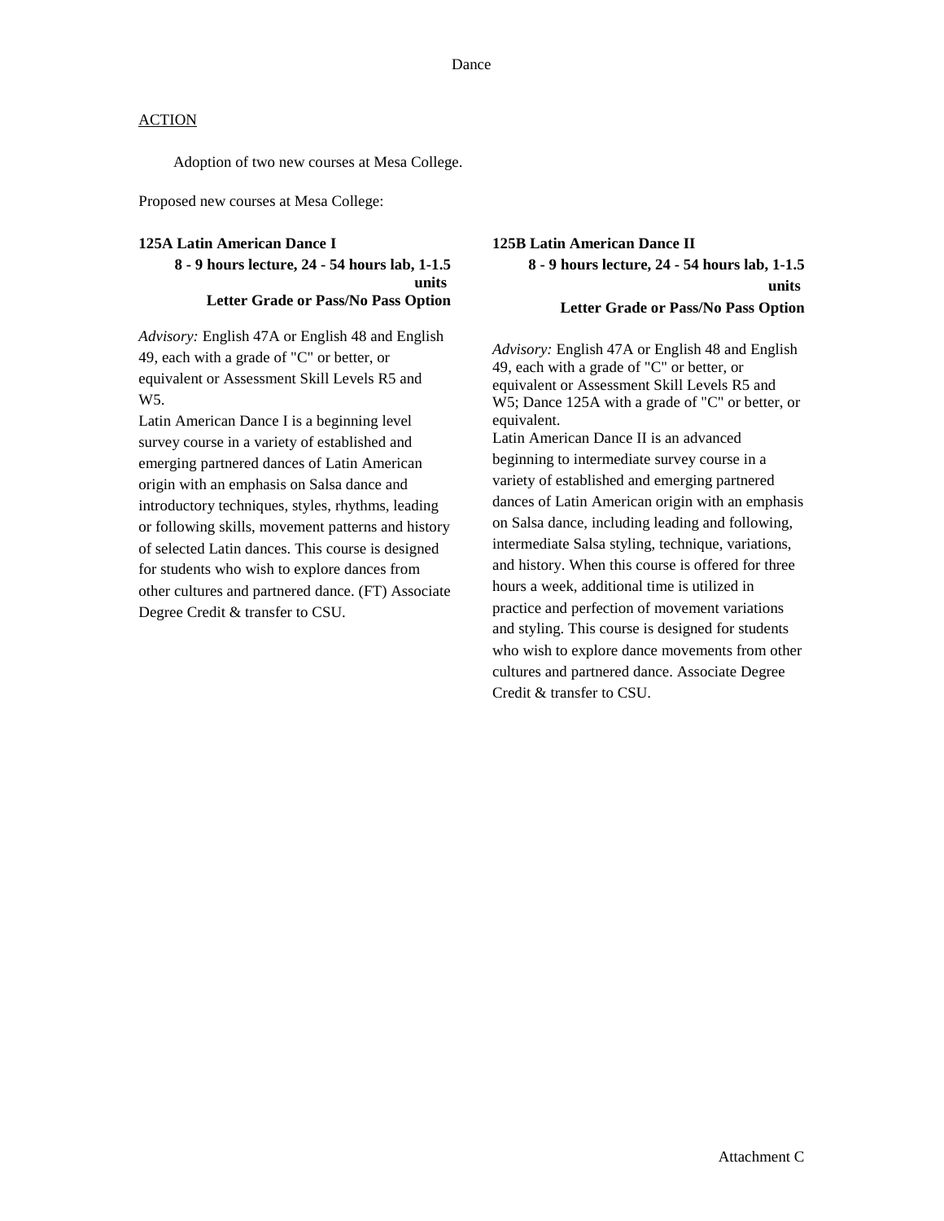Dance

ACTION

Adoption of two new courses at Mesa College.

Proposed new courses at Mesa College:

**125A Latin American Dance I**
**8 - 9 hours lecture, 24 - 54 hours lab, 1-1.5 units**
**Letter Grade or Pass/No Pass Option**

*Advisory:* English 47A or English 48 and English 49, each with a grade of "C" or better, or equivalent or Assessment Skill Levels R5 and W5.
Latin American Dance I is a beginning level survey course in a variety of established and emerging partnered dances of Latin American origin with an emphasis on Salsa dance and introductory techniques, styles, rhythms, leading or following skills, movement patterns and history of selected Latin dances. This course is designed for students who wish to explore dances from other cultures and partnered dance. (FT) Associate Degree Credit & transfer to CSU.

**125B Latin American Dance II**
**8 - 9 hours lecture, 24 - 54 hours lab, 1-1.5 units**
**Letter Grade or Pass/No Pass Option**

*Advisory:* English 47A or English 48 and English 49, each with a grade of "C" or better, or equivalent or Assessment Skill Levels R5 and W5; Dance 125A with a grade of "C" or better, or equivalent.
Latin American Dance II is an advanced beginning to intermediate survey course in a variety of established and emerging partnered dances of Latin American origin with an emphasis on Salsa dance, including leading and following, intermediate Salsa styling, technique, variations, and history. When this course is offered for three hours a week, additional time is utilized in practice and perfection of movement variations and styling. This course is designed for students who wish to explore dance movements from other cultures and partnered dance. Associate Degree Credit & transfer to CSU.

Attachment C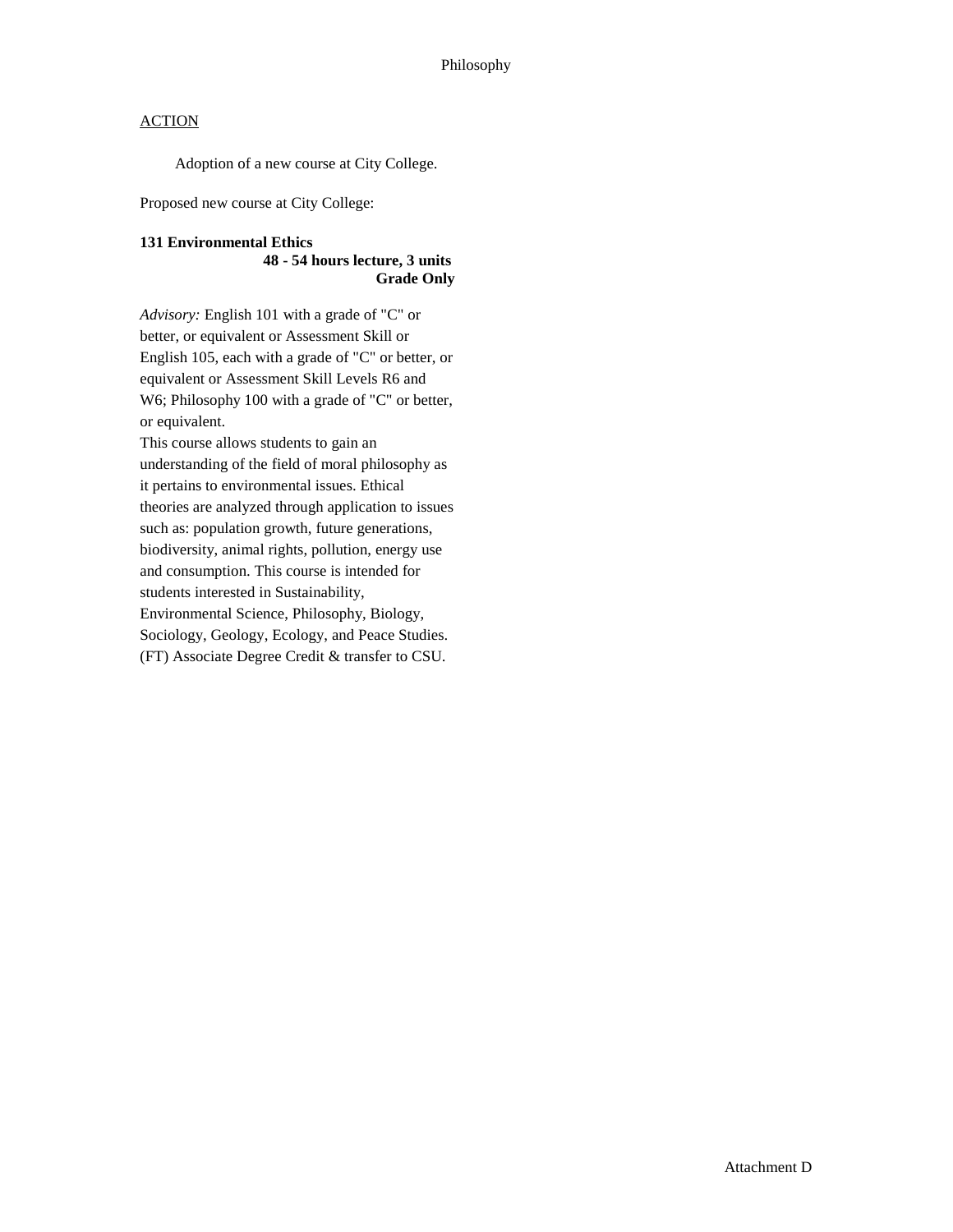Philosophy

ACTION

Adoption of a new course at City College.

Proposed new course at City College:

**131 Environmental Ethics**
**48 - 54 hours lecture, 3 units**
**Grade Only**

*Advisory:* English 101 with a grade of "C" or better, or equivalent or Assessment Skill or English 105, each with a grade of "C" or better, or equivalent or Assessment Skill Levels R6 and W6; Philosophy 100 with a grade of "C" or better, or equivalent.
This course allows students to gain an understanding of the field of moral philosophy as it pertains to environmental issues. Ethical theories are analyzed through application to issues such as: population growth, future generations, biodiversity, animal rights, pollution, energy use and consumption. This course is intended for students interested in Sustainability, Environmental Science, Philosophy, Biology, Sociology, Geology, Ecology, and Peace Studies. (FT) Associate Degree Credit & transfer to CSU.

Attachment D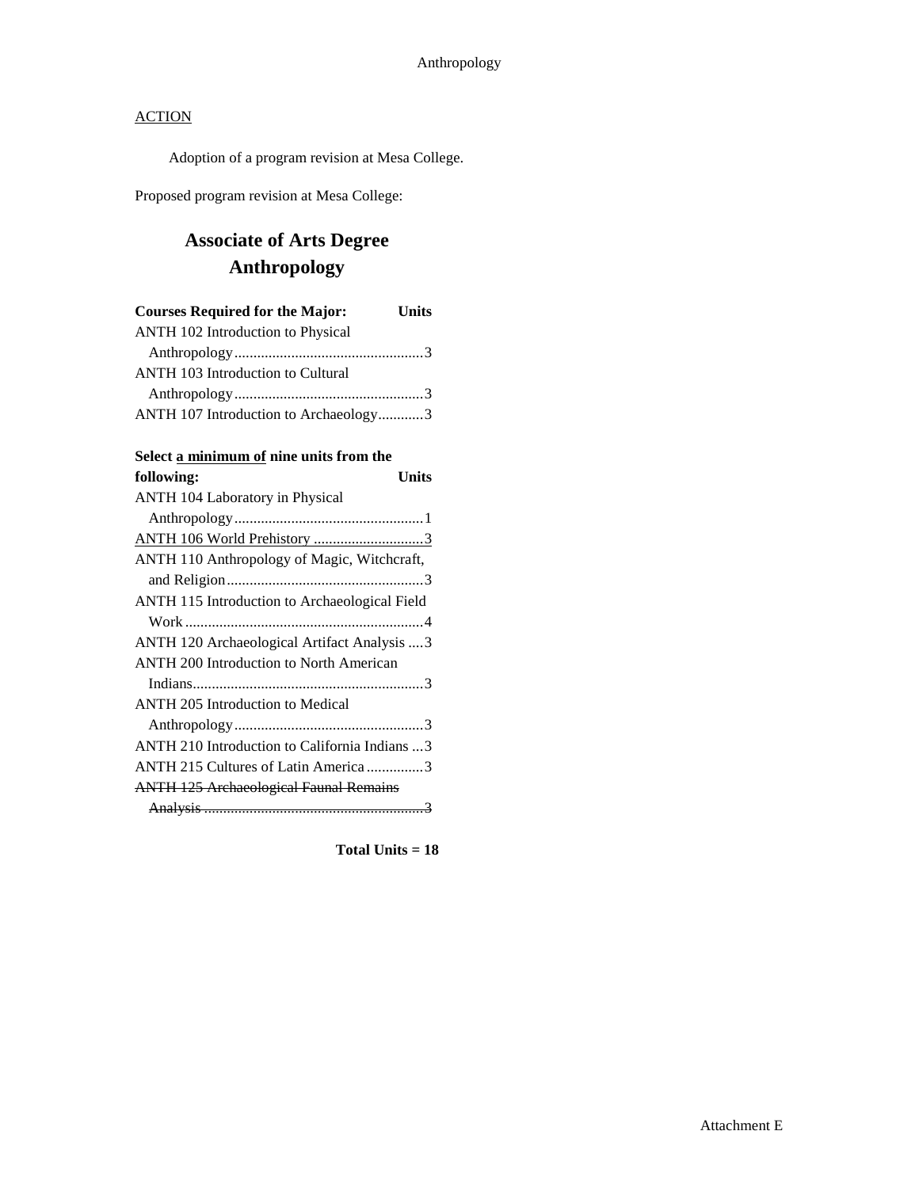Anthropology

<u>ACTION</u>

Adoption of a program revision at Mesa College.

Proposed program revision at Mesa College:

## Associate of Arts Degree
## Anthropology

| Courses Required for the Major: | Units |
| --- | --- |
| ANTH 102 Introduction to Physical Anthropology | 3 |
| ANTH 103 Introduction to Cultural Anthropology | 3 |
| ANTH 107 Introduction to Archaeology | 3 |

| Select <u>a minimum of</u> nine units from the following: | Units |
| --- | --- |
| ANTH 104 Laboratory in Physical Anthropology | 1 |
| <u>ANTH 106 World Prehistory</u> | <u>3</u> |
| ANTH 110 Anthropology of Magic, Witchcraft, and Religion | 3 |
| ANTH 115 Introduction to Archaeological Field Work | 4 |
| ANTH 120 Archaeological Artifact Analysis | 3 |
| ANTH 200 Introduction to North American Indians | 3 |
| ANTH 205 Introduction to Medical Anthropology | 3 |
| ANTH 210 Introduction to California Indians | 3 |
| ANTH 215 Cultures of Latin America | 3 |
| ~~ANTH 125 Archaeological Faunal Remains Analysis~~ | ~~3~~ |

**Total Units = 18**

Attachment E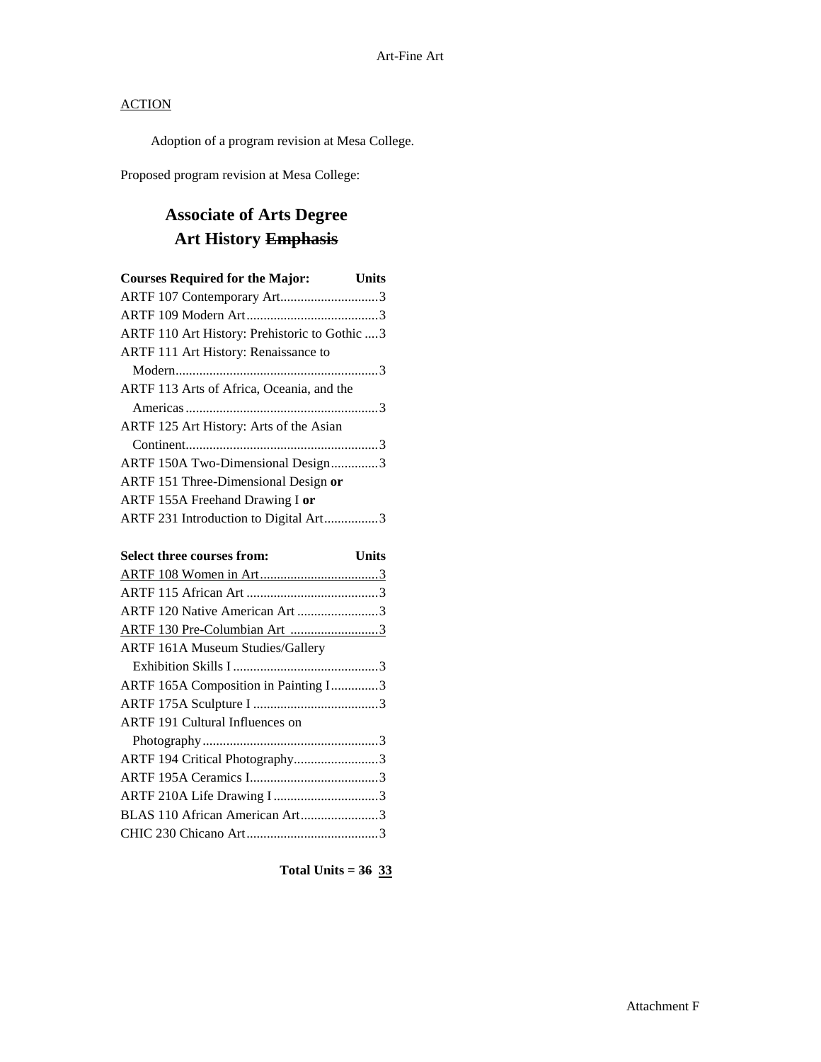ACTION

Adoption of a program revision at Mesa College.

Proposed program revision at Mesa College:

## Associate of Arts Degree
## Art History ~~Emphasis~~

| Courses Required for the Major: | Units |
|---|---|
| ARTF 107 Contemporary Art | 3 |
| ARTF 109 Modern Art | 3 |
| ARTF 110 Art History: Prehistoric to Gothic | 3 |
| ARTF 111 Art History: Renaissance to Modern | 3 |
| ARTF 113 Arts of Africa, Oceania, and the Americas | 3 |
| ARTF 125 Art History: Arts of the Asian Continent | 3 |
| ARTF 150A Two-Dimensional Design | 3 |
| ARTF 151 Three-Dimensional Design **or** ARTF 155A Freehand Drawing I **or** ARTF 231 Introduction to Digital Art | 3 |

| Select three courses from: | Units |
|---|---|
| <u>ARTF 108 Women in Art</u> | <u>3</u> |
| ARTF 115 African Art | 3 |
| ARTF 120 Native American Art | 3 |
| <u>ARTF 130 Pre-Columbian Art</u> | <u>3</u> |
| ARTF 161A Museum Studies/Gallery Exhibition Skills I | 3 |
| ARTF 165A Composition in Painting I | 3 |
| ARTF 175A Sculpture I | 3 |
| ARTF 191 Cultural Influences on Photography | 3 |
| ARTF 194 Critical Photography | 3 |
| ARTF 195A Ceramics I | 3 |
| ARTF 210A Life Drawing I | 3 |
| BLAS 110 African American Art | 3 |
| CHIC 230 Chicano Art | 3 |

**Total Units = ~~36~~ <u>33</u>**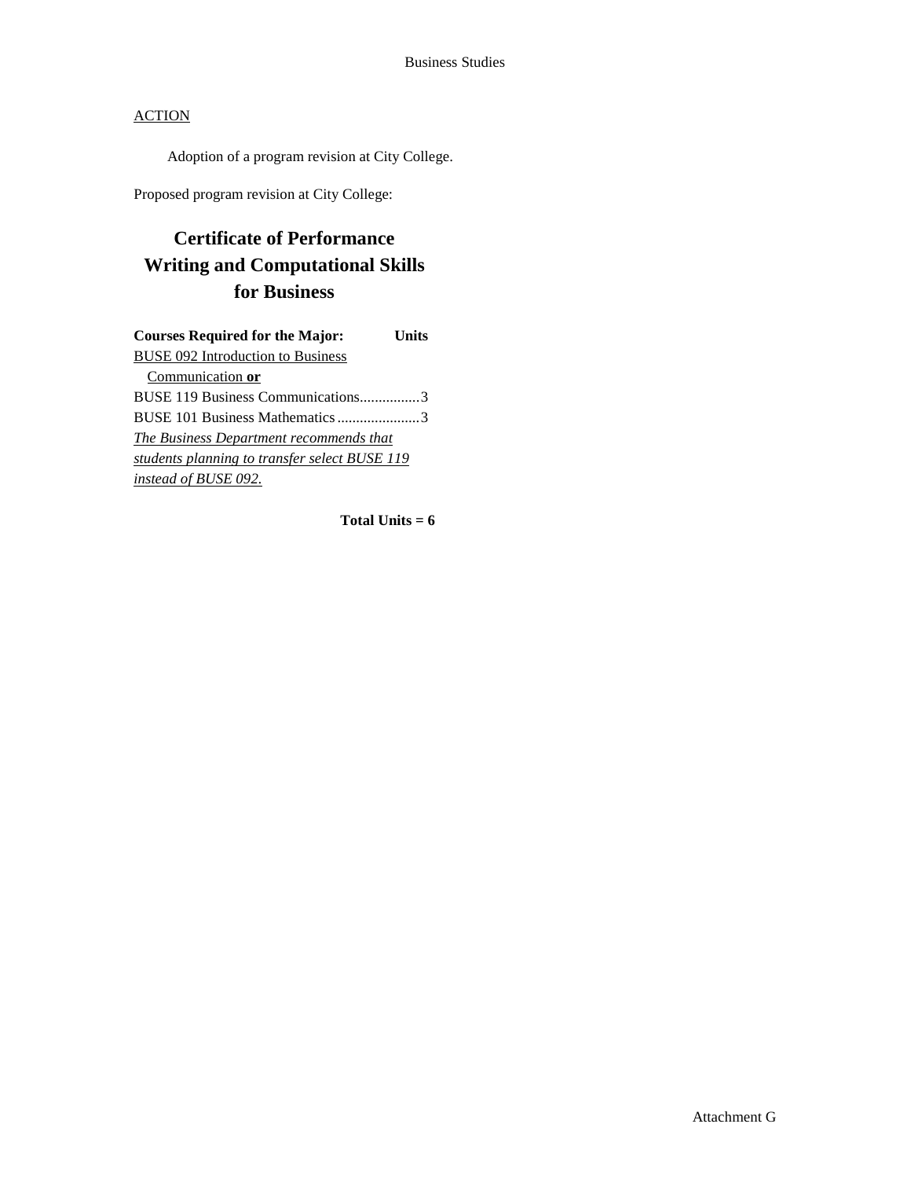Business Studies

ACTION

Adoption of a program revision at City College.

Proposed program revision at City College:

# Certificate of Performance Writing and Computational Skills for Business

| Courses Required for the Major: | Units |
|---|---|
| BUSE 092 Introduction to Business Communication **or** | |
| BUSE 119 Business Communications | 3 |
| BUSE 101 Business Mathematics | 3 |

*The Business Department recommends that students planning to transfer select BUSE 119 instead of BUSE 092.*

**Total Units = 6**

Attachment G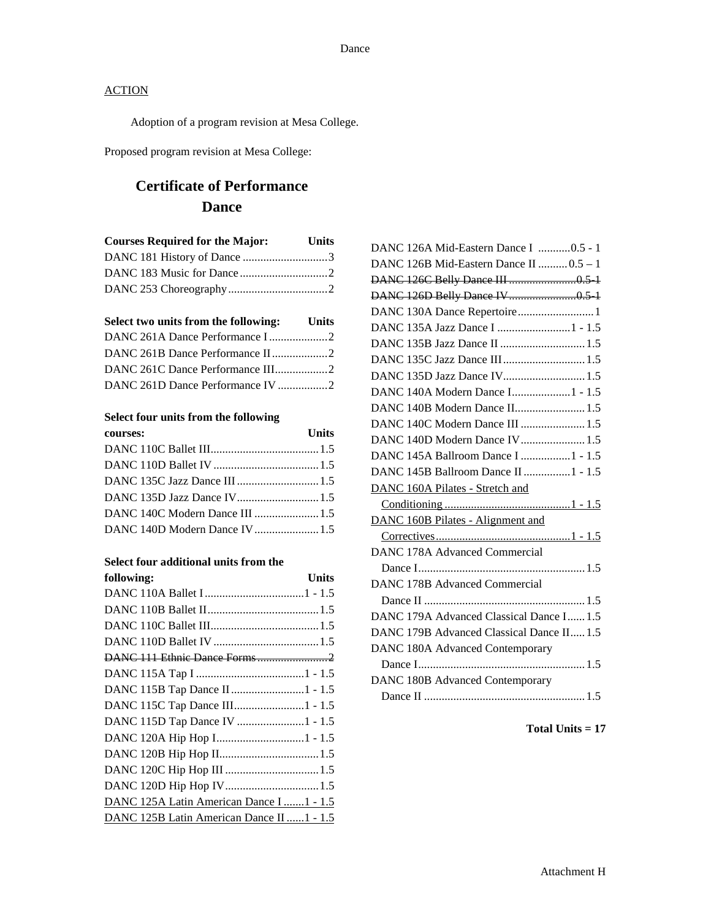Dance

<u>ACTION</u>

Adoption of a program revision at Mesa College.

Proposed program revision at Mesa College:

## Certificate of Performance
## Dance

| Courses Required for the Major: | Units |
|---|---|
| DANC 181 History of Dance | 3 |
| DANC 183 Music for Dance | 2 |
| DANC 253 Choreography | 2 |

| Select two units from the following: | Units |
|---|---|
| DANC 261A Dance Performance I | 2 |
| DANC 261B Dance Performance II | 2 |
| DANC 261C Dance Performance III | 2 |
| DANC 261D Dance Performance IV | 2 |

| Select four units from the following courses: | Units |
|---|---|
| DANC 110C Ballet III | 1.5 |
| DANC 110D Ballet IV | 1.5 |
| DANC 135C Jazz Dance III | 1.5 |
| DANC 135D Jazz Dance IV | 1.5 |
| DANC 140C Modern Dance III | 1.5 |
| DANC 140D Modern Dance IV | 1.5 |

| Select four additional units from the following: | Units |
|---|---|
| DANC 110A Ballet I | 1 - 1.5 |
| DANC 110B Ballet II | 1.5 |
| DANC 110C Ballet III | 1.5 |
| DANC 110D Ballet IV | 1.5 |
| ~~DANC 111 Ethnic Dance Forms~~ | ~~2~~ |
| DANC 115A Tap I | 1 - 1.5 |
| DANC 115B Tap Dance II | 1 - 1.5 |
| DANC 115C Tap Dance III | 1 - 1.5 |
| DANC 115D Tap Dance IV | 1 - 1.5 |
| DANC 120A Hip Hop I | 1 - 1.5 |
| DANC 120B Hip Hop II | 1.5 |
| DANC 120C Hip Hop III | 1.5 |
| DANC 120D Hip Hop IV | 1.5 |
| <u>DANC 125A Latin American Dance I</u> | <u>1 - 1.5</u> |
| <u>DANC 125B Latin American Dance II</u> | <u>1 - 1.5</u> |
| DANC 126A Mid-Eastern Dance I | 0.5 - 1 |
| DANC 126B Mid-Eastern Dance II | 0.5 – 1 |
| ~~DANC 126C Belly Dance III~~ | ~~0.5-1~~ |
| ~~DANC 126D Belly Dance IV~~ | ~~0.5-1~~ |
| DANC 130A Dance Repertoire | 1 |
| DANC 135A Jazz Dance I | 1 - 1.5 |
| DANC 135B Jazz Dance II | 1.5 |
| DANC 135C Jazz Dance III | 1.5 |
| DANC 135D Jazz Dance IV | 1.5 |
| DANC 140A Modern Dance I | 1 - 1.5 |
| DANC 140B Modern Dance II | 1.5 |
| DANC 140C Modern Dance III | 1.5 |
| DANC 140D Modern Dance IV | 1.5 |
| DANC 145A Ballroom Dance I | 1 - 1.5 |
| DANC 145B Ballroom Dance II | 1 - 1.5 |
| <u>DANC 160A Pilates - Stretch and Conditioning</u> | <u>1 - 1.5</u> |
| <u>DANC 160B Pilates - Alignment and Correctives</u> | <u>1 - 1.5</u> |
| DANC 178A Advanced Commercial Dance I | 1.5 |
| DANC 178B Advanced Commercial Dance II | 1.5 |
| DANC 179A Advanced Classical Dance I | 1.5 |
| DANC 179B Advanced Classical Dance II | 1.5 |
| DANC 180A Advanced Contemporary Dance I | 1.5 |
| DANC 180B Advanced Contemporary Dance II | 1.5 |

**Total Units = 17**

Attachment H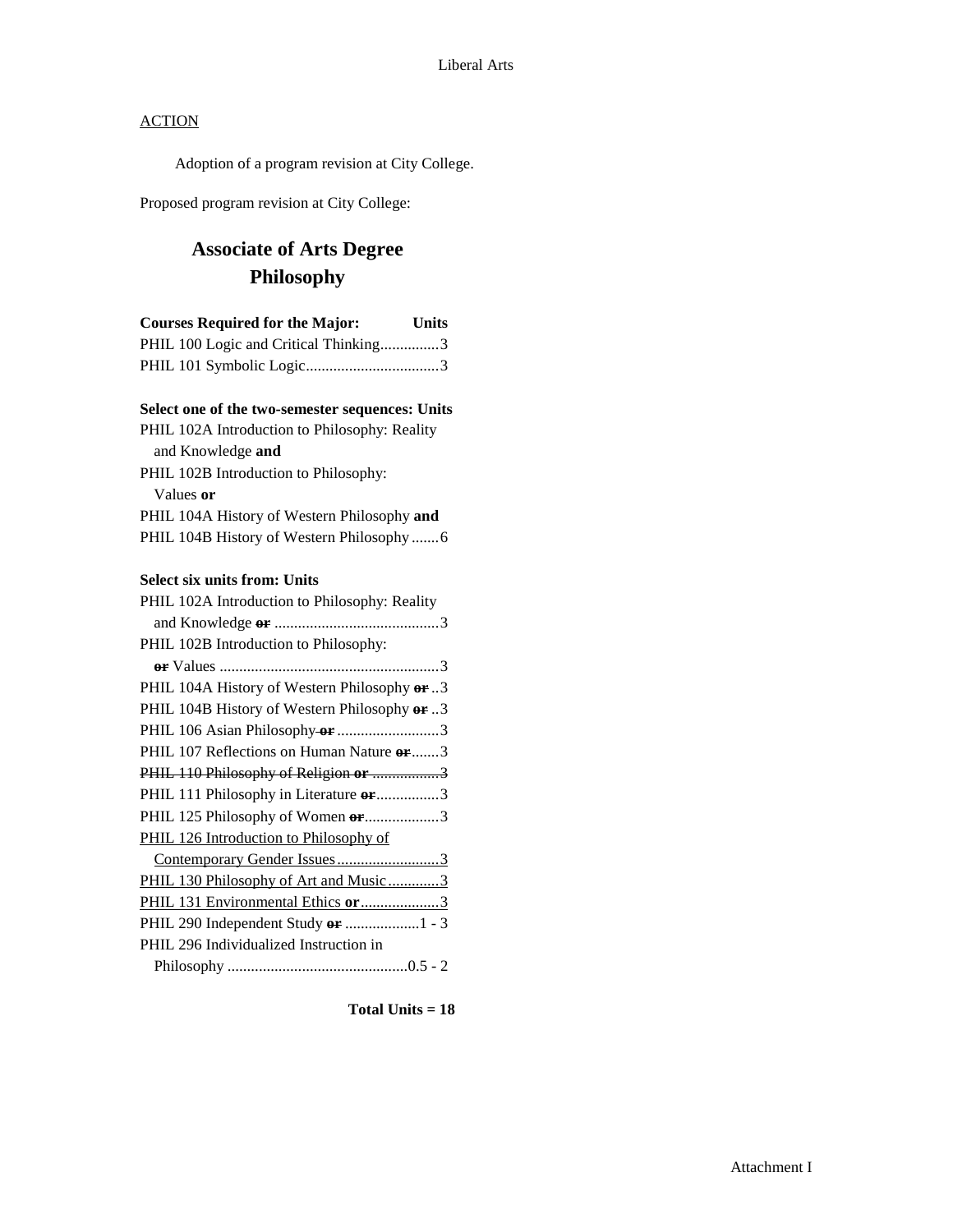Liberal Arts

ACTION

Adoption of a program revision at City College.

Proposed program revision at City College:

# Associate of Arts Degree
# Philosophy

| Courses Required for the Major: | Units |
|---|---|
| PHIL 100 Logic and Critical Thinking | 3 |
| PHIL 101 Symbolic Logic | 3 |

| Select one of the two-semester sequences: | Units |
|---|---|
| PHIL 102A Introduction to Philosophy: Reality and Knowledge **and** | |
| PHIL 102B Introduction to Philosophy: Values **or** | |
| PHIL 104A History of Western Philosophy **and** | |
| PHIL 104B History of Western Philosophy | 6 |

| Select six units from: | Units |
|---|---|
| PHIL 102A Introduction to Philosophy: Reality and Knowledge ~~**or**~~ | 3 |
| PHIL 102B Introduction to Philosophy: ~~**or**~~ Values | 3 |
| PHIL 104A History of Western Philosophy ~~**or**~~ | 3 |
| PHIL 104B History of Western Philosophy ~~**or**~~ | 3 |
| PHIL 106 Asian Philosophy ~~**or**~~ | 3 |
| PHIL 107 Reflections on Human Nature ~~**or**~~ | 3 |
| ~~PHIL 110 Philosophy of Religion **or**~~ | ~~3~~ |
| PHIL 111 Philosophy in Literature ~~**or**~~ | 3 |
| PHIL 125 Philosophy of Women ~~**or**~~ | 3 |
| <u>PHIL 126 Introduction to Philosophy of Contemporary Gender Issues</u> | <u>3</u> |
| <u>PHIL 130 Philosophy of Art and Music</u> | <u>3</u> |
| <u>PHIL 131 Environmental Ethics **or**</u> | <u>3</u> |
| PHIL 290 Independent Study ~~**or**~~ | 1 - 3 |
| PHIL 296 Individualized Instruction in Philosophy | 0.5 - 2 |

**Total Units = 18**

Attachment I